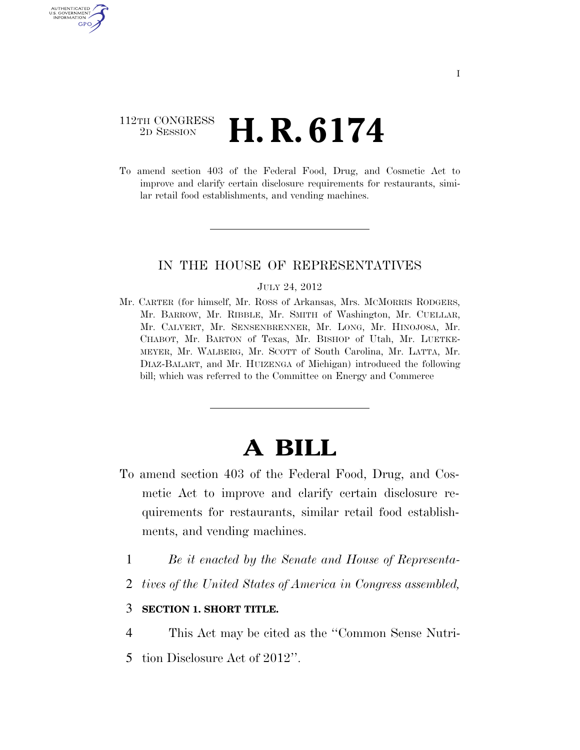112TH CONGRESS
2D SESSION

# H. R. 6174

To amend section 403 of the Federal Food, Drug, and Cosmetic Act to improve and clarify certain disclosure requirements for restaurants, similar retail food establishments, and vending machines.

---

IN THE HOUSE OF REPRESENTATIVES

JULY 24, 2012

Mr. CARTER (for himself, Mr. ROSS of Arkansas, Mrs. MCMORRIS RODGERS, Mr. BARROW, Mr. RIBBLE, Mr. SMITH of Washington, Mr. CUELLAR, Mr. CALVERT, Mr. SENSENBRENNER, Mr. LONG, Mr. HINOJOSA, Mr. CHABOT, Mr. BARTON of Texas, Mr. BISHOP of Utah, Mr. LUETKEMEYER, Mr. WALBERG, Mr. SCOTT of South Carolina, Mr. LATTA, Mr. DIAZ-BALART, and Mr. HUIZENGA of Michigan) introduced the following bill; which was referred to the Committee on Energy and Commerce

---

# A BILL

To amend section 403 of the Federal Food, Drug, and Cosmetic Act to improve and clarify certain disclosure requirements for restaurants, similar retail food establishments, and vending machines.

1 *Be it enacted by the Senate and House of Representa-*
2 *tives of the United States of America in Congress assembled,*

3 **SECTION 1. SHORT TITLE.**

4 This Act may be cited as the ''Common Sense Nutri-
5 tion Disclosure Act of 2012''.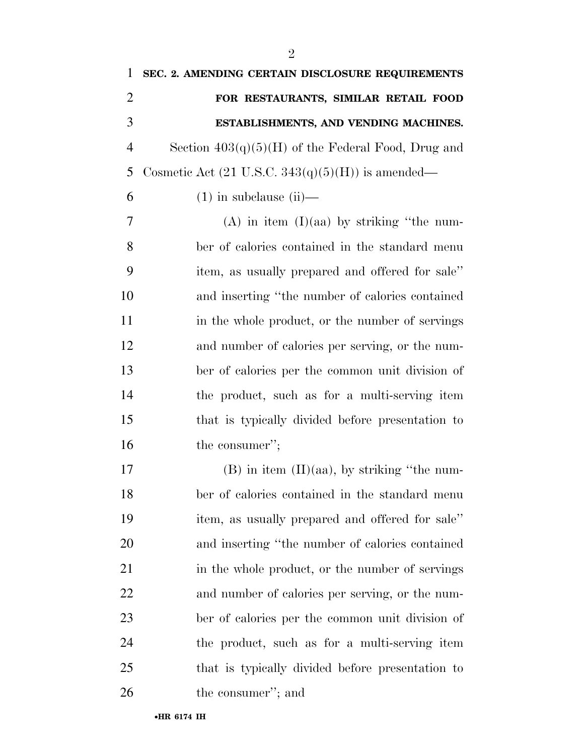**SEC. 2. AMENDING CERTAIN DISCLOSURE REQUIREMENTS FOR RESTAURANTS, SIMILAR RETAIL FOOD ESTABLISHMENTS, AND VENDING MACHINES.**

Section 403(q)(5)(H) of the Federal Food, Drug and Cosmetic Act (21 U.S.C. 343(q)(5)(H)) is amended—

(1) in subclause (ii)—

(A) in item (I)(aa) by striking "the number of calories contained in the standard menu item, as usually prepared and offered for sale" and inserting "the number of calories contained in the whole product, or the number of servings and number of calories per serving, or the number of calories per the common unit division of the product, such as for a multi-serving item that is typically divided before presentation to the consumer";

(B) in item (II)(aa), by striking "the number of calories contained in the standard menu item, as usually prepared and offered for sale" and inserting "the number of calories contained in the whole product, or the number of servings and number of calories per serving, or the number of calories per the common unit division of the product, such as for a multi-serving item that is typically divided before presentation to the consumer"; and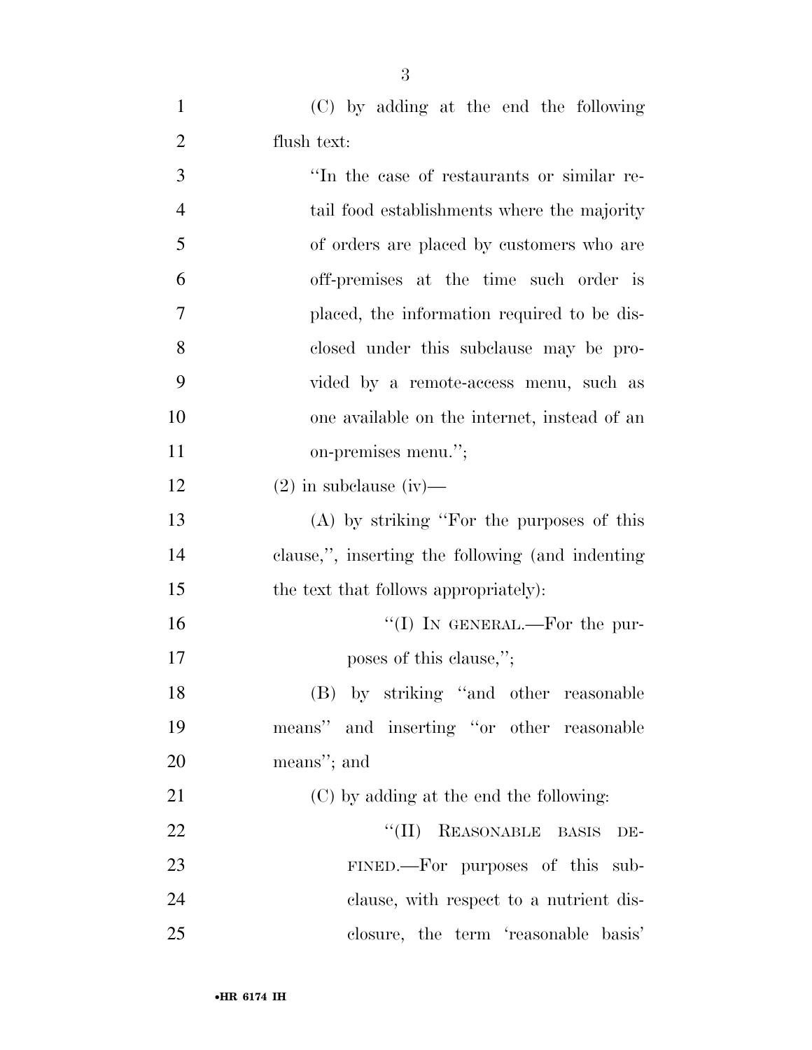(C) by adding at the end the following flush text:

"In the case of restaurants or similar retail food establishments where the majority of orders are placed by customers who are off-premises at the time such order is placed, the information required to be disclosed under this subclause may be provided by a remote-access menu, such as one available on the internet, instead of an on-premises menu.";

(2) in subclause (iv)—

(A) by striking "For the purposes of this clause,", inserting the following (and indenting the text that follows appropriately):

"(I) IN GENERAL.—For the purposes of this clause,";

(B) by striking "and other reasonable means" and inserting "or other reasonable means"; and

(C) by adding at the end the following:

"(II) REASONABLE BASIS DEFINED.—For purposes of this subclause, with respect to a nutrient disclosure, the term 'reasonable basis'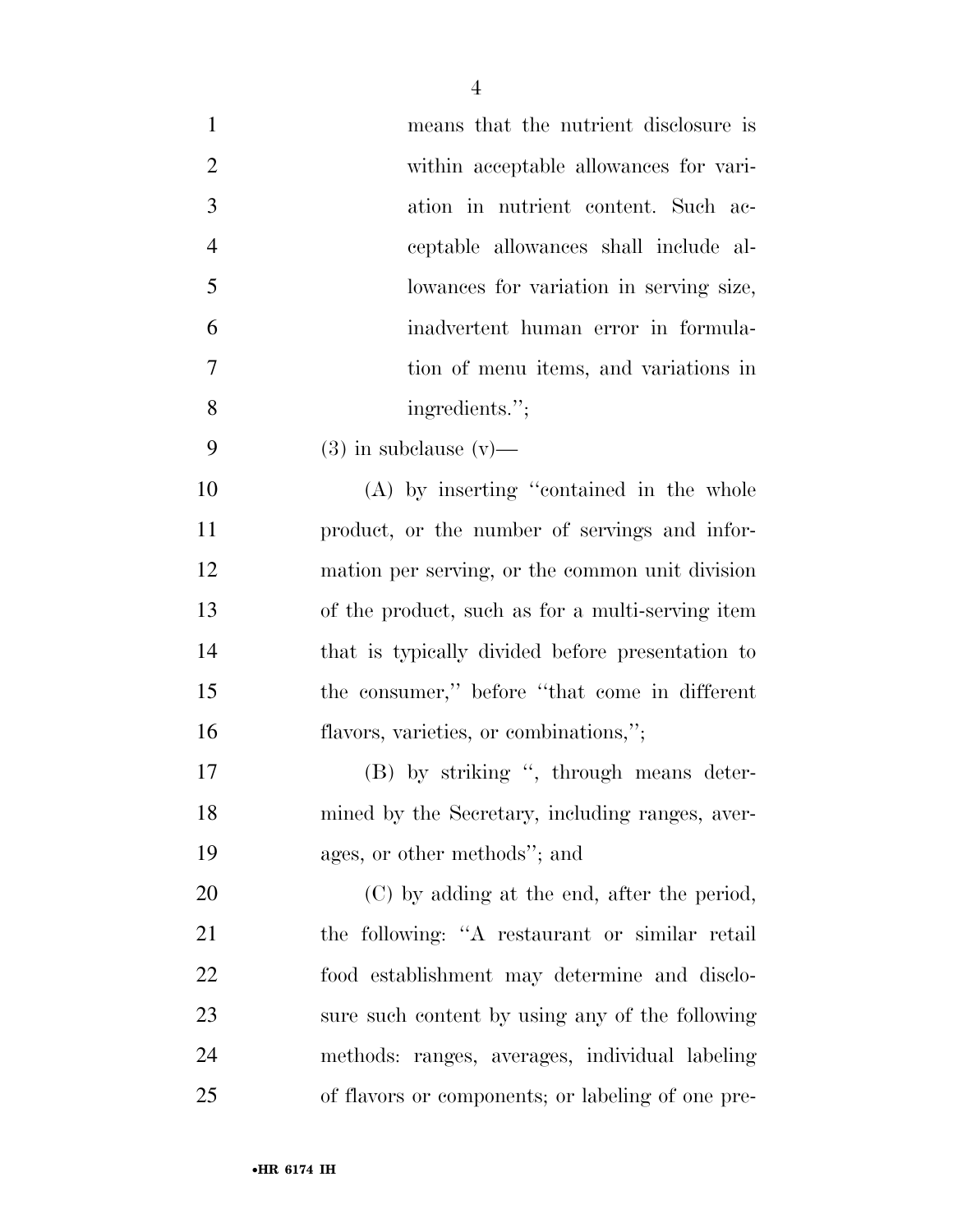means that the nutrient disclosure is within acceptable allowances for variation in nutrient content. Such acceptable allowances shall include allowances for variation in serving size, inadvertent human error in formulation of menu items, and variations in ingredients.'';

(3) in subclause (v)—

(A) by inserting ''contained in the whole product, or the number of servings and information per serving, or the common unit division of the product, such as for a multi-serving item that is typically divided before presentation to the consumer,'' before ''that come in different flavors, varieties, or combinations,'';

(B) by striking '', through means determined by the Secretary, including ranges, averages, or other methods''; and

(C) by adding at the end, after the period, the following: ''A restaurant or similar retail food establishment may determine and disclosure such content by using any of the following methods: ranges, averages, individual labeling of flavors or components; or labeling of one pre-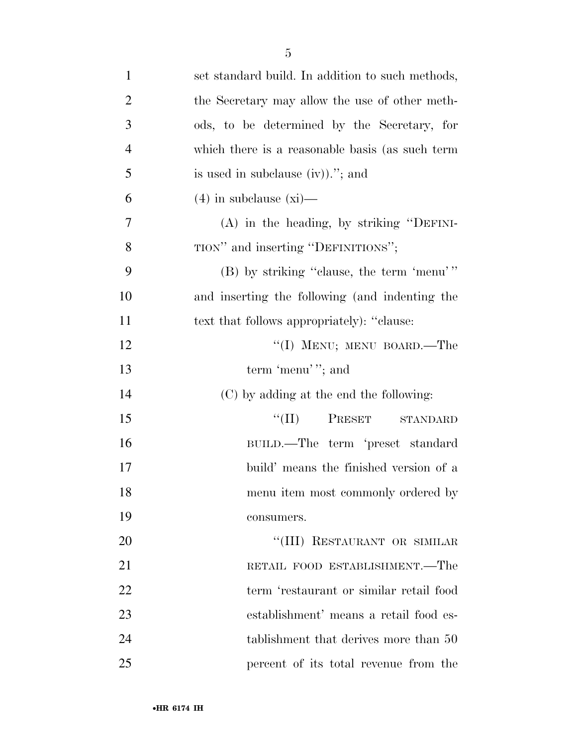set standard build. In addition to such methods, the Secretary may allow the use of other methods, to be determined by the Secretary, for which there is a reasonable basis (as such term is used in subclause (iv)).''; and

(4) in subclause (xi)—

(A) in the heading, by striking ''DEFINITION'' and inserting ''DEFINITIONS'';

(B) by striking ''clause, the term 'menu' '' and inserting the following (and indenting the text that follows appropriately): ''clause:

''(I) MENU; MENU BOARD.—The term 'menu' ''; and

(C) by adding at the end the following:

''(II) PRESET STANDARD BUILD.—The term 'preset standard build' means the finished version of a menu item most commonly ordered by consumers.

''(III) RESTAURANT OR SIMILAR RETAIL FOOD ESTABLISHMENT.—The term 'restaurant or similar retail food establishment' means a retail food establishment that derives more than 50 percent of its total revenue from the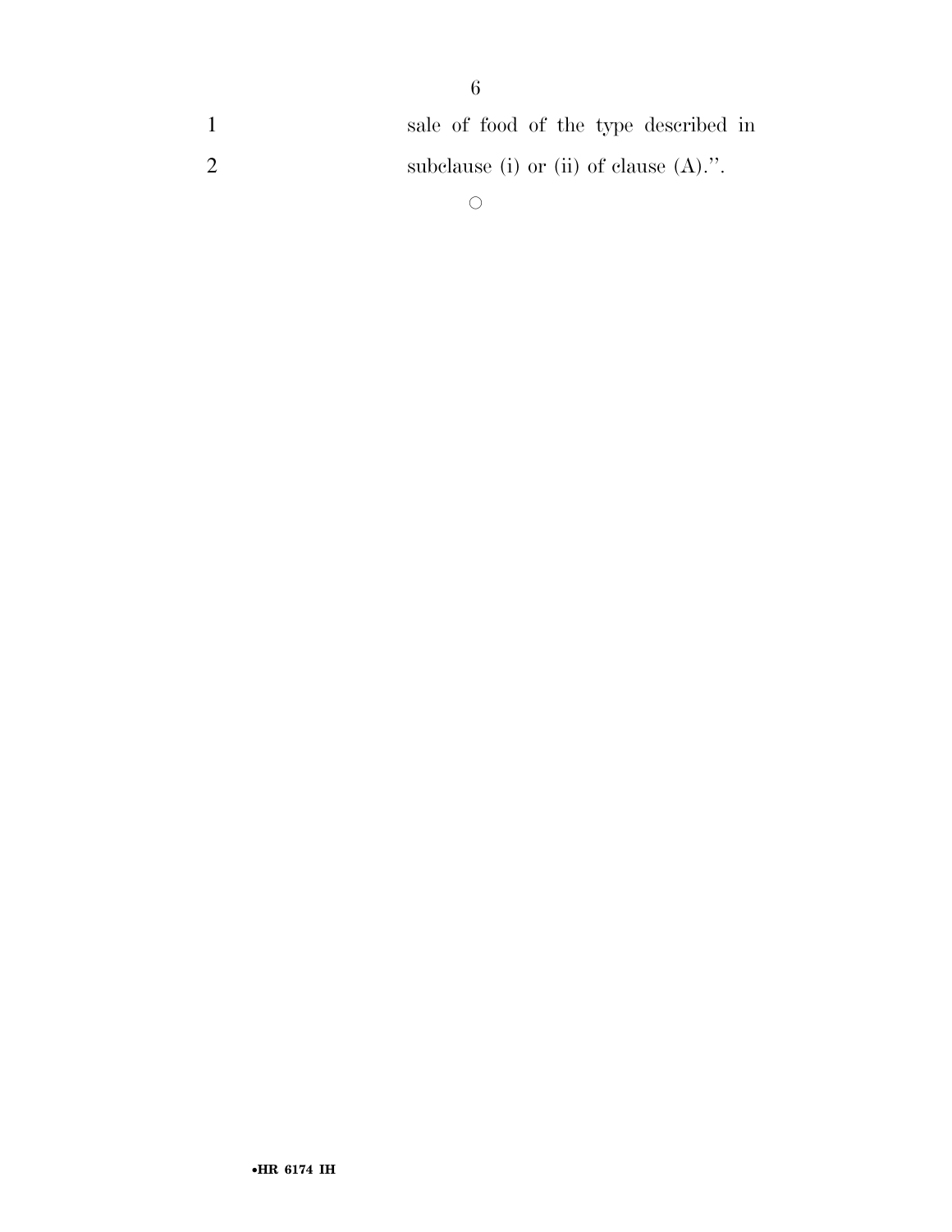sale of food of the type described in subclause (i) or (ii) of clause (A).''.